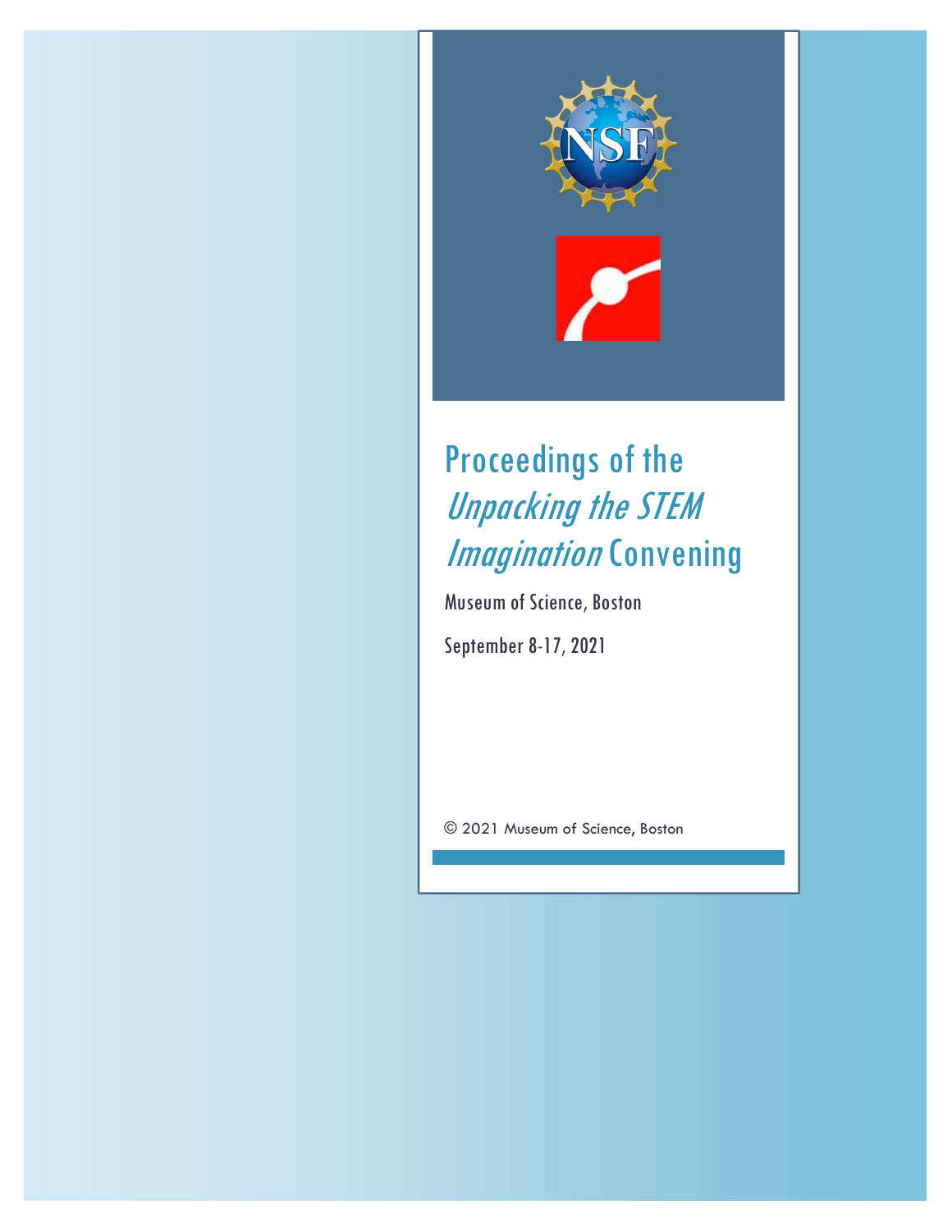# Proceedings of the *Unpacking the STEM Imagination* Convening

Museum of Science, Boston

September 8-17, 2021

© 2021 Museum of Science, Boston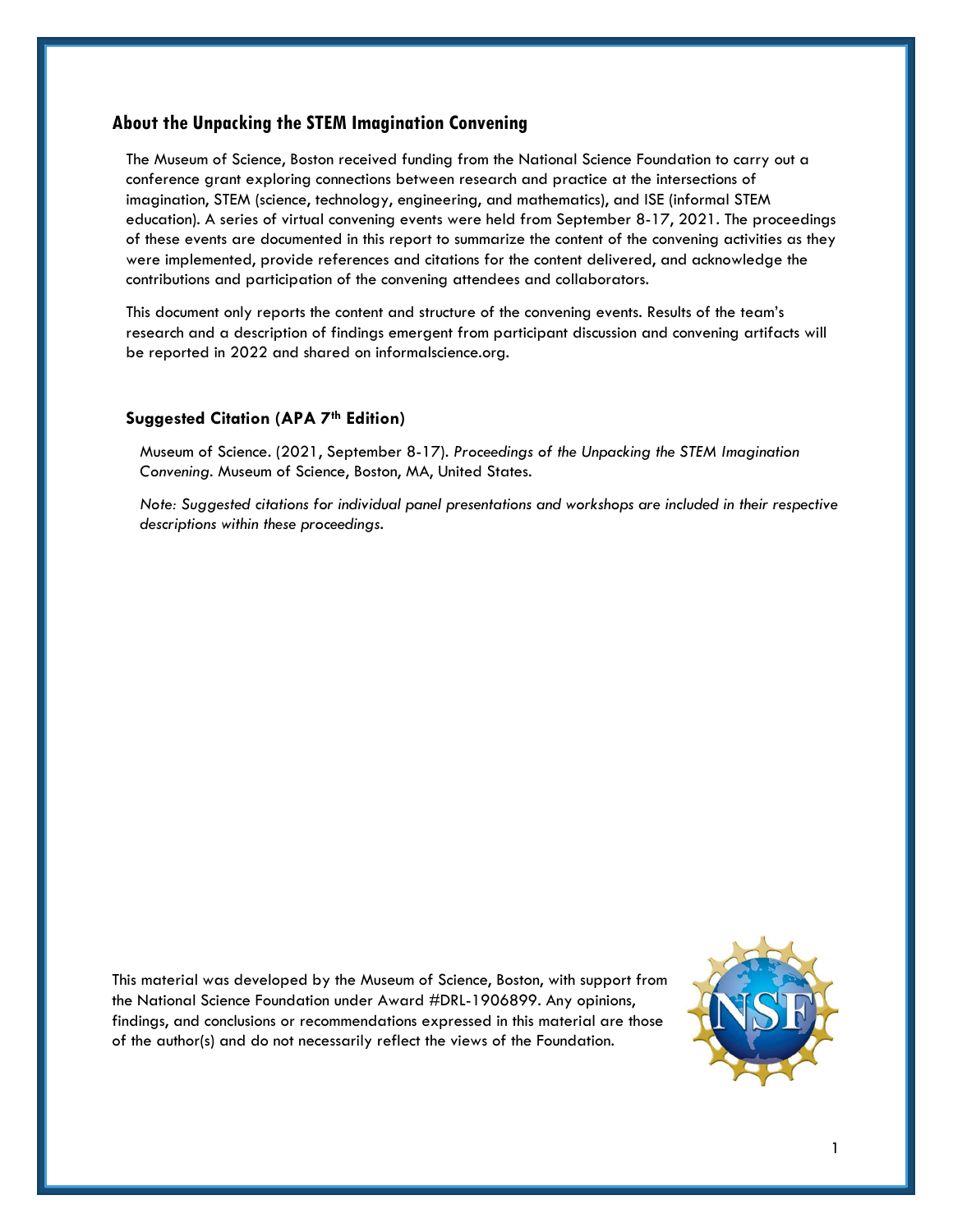## About the Unpacking the STEM Imagination Convening

The Museum of Science, Boston received funding from the National Science Foundation to carry out a conference grant exploring connections between research and practice at the intersections of imagination, STEM (science, technology, engineering, and mathematics), and ISE (informal STEM education). A series of virtual convening events were held from September 8-17, 2021. The proceedings of these events are documented in this report to summarize the content of the convening activities as they were implemented, provide references and citations for the content delivered, and acknowledge the contributions and participation of the convening attendees and collaborators.

This document only reports the content and structure of the convening events. Results of the team's research and a description of findings emergent from participant discussion and convening artifacts will be reported in 2022 and shared on informalscience.org.

### Suggested Citation (APA 7th Edition)

Museum of Science. (2021, September 8-17). *Proceedings of the Unpacking the STEM Imagination Convening*. Museum of Science, Boston, MA, United States.

*Note: Suggested citations for individual panel presentations and workshops are included in their respective descriptions within these proceedings.*

This material was developed by the Museum of Science, Boston, with support from the National Science Foundation under Award #DRL-1906899. Any opinions, findings, and conclusions or recommendations expressed in this material are those of the author(s) and do not necessarily reflect the views of the Foundation.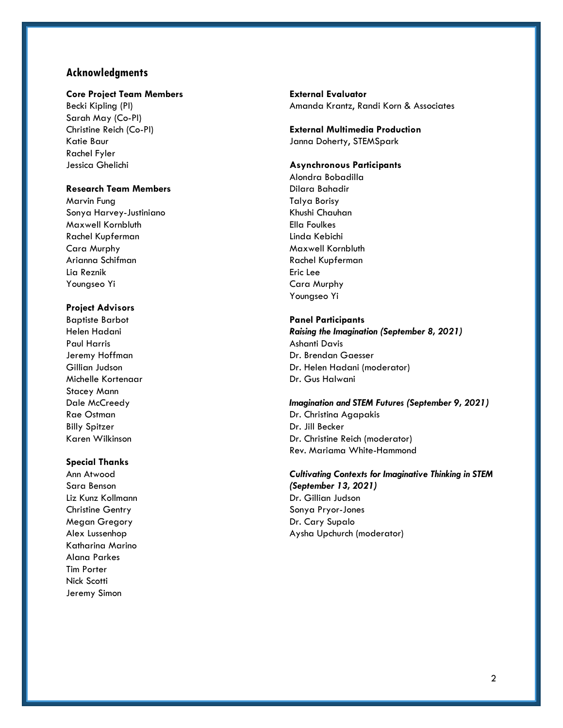## Acknowledgments

**Core Project Team Members**
Becki Kipling (PI)
Sarah May (Co-PI)
Christine Reich (Co-PI)
Katie Baur
Rachel Fyler
Jessica Ghelichi

**Research Team Members**
Marvin Fung
Sonya Harvey-Justiniano
Maxwell Kornbluth
Rachel Kupferman
Cara Murphy
Arianna Schifman
Lia Reznik
Youngseo Yi

**Project Advisors**
Baptiste Barbot
Helen Hadani
Paul Harris
Jeremy Hoffman
Gillian Judson
Michelle Kortenaar
Stacey Mann
Dale McCreedy
Rae Ostman
Billy Spitzer
Karen Wilkinson

**Special Thanks**
Ann Atwood
Sara Benson
Liz Kunz Kollmann
Christine Gentry
Megan Gregory
Alex Lussenhop
Katharina Marino
Alana Parkes
Tim Porter
Nick Scotti
Jeremy Simon

**External Evaluator**
Amanda Krantz, Randi Korn & Associates

**External Multimedia Production**
Janna Doherty, STEMSpark

**Asynchronous Participants**
Alondra Bobadilla
Dilara Bahadir
Talya Borisy
Khushi Chauhan
Ella Foulkes
Linda Kebichi
Maxwell Kornbluth
Rachel Kupferman
Eric Lee
Cara Murphy
Youngseo Yi

**Panel Participants**

***Raising the Imagination (September 8, 2021)***
Ashanti Davis
Dr. Brendan Gaesser
Dr. Helen Hadani (moderator)
Dr. Gus Halwani

***Imagination and STEM Futures (September 9, 2021)***
Dr. Christina Agapakis
Dr. Jill Becker
Dr. Christine Reich (moderator)
Rev. Mariama White-Hammond

***Cultivating Contexts for Imaginative Thinking in STEM (September 13, 2021)***
Dr. Gillian Judson
Sonya Pryor-Jones
Dr. Cary Supalo
Aysha Upchurch (moderator)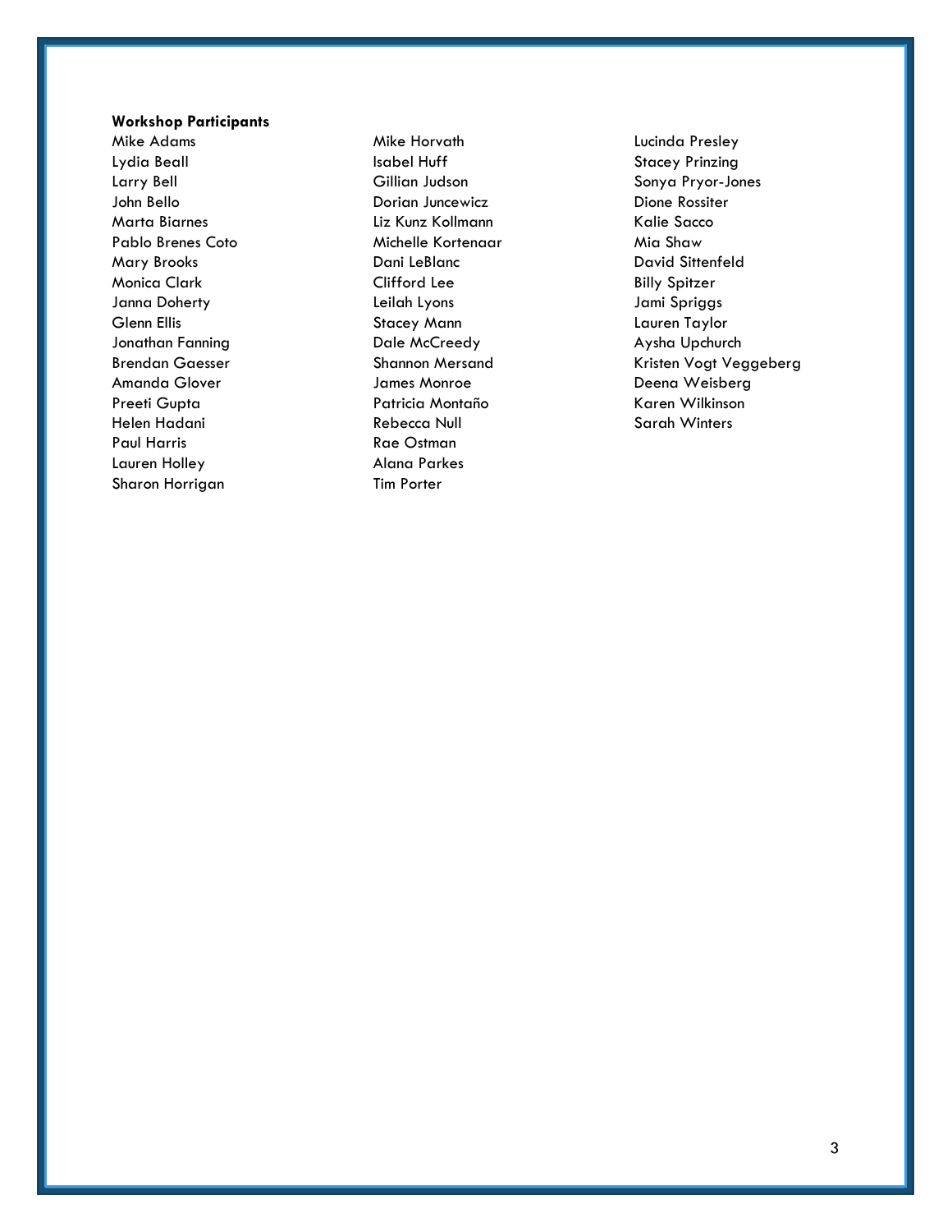**Workshop Participants**

Mike Adams
Lydia Beall
Larry Bell
John Bello
Marta Biarnes
Pablo Brenes Coto
Mary Brooks
Monica Clark
Janna Doherty
Glenn Ellis
Jonathan Fanning
Brendan Gaesser
Amanda Glover
Preeti Gupta
Helen Hadani
Paul Harris
Lauren Holley
Sharon Horrigan
Mike Horvath
Isabel Huff
Gillian Judson
Dorian Juncewicz
Liz Kunz Kollmann
Michelle Kortenaar
Dani LeBlanc
Clifford Lee
Leilah Lyons
Stacey Mann
Dale McCreedy
Shannon Mersand
James Monroe
Patricia Montaño
Rebecca Null
Rae Ostman
Alana Parkes
Tim Porter
Lucinda Presley
Stacey Prinzing
Sonya Pryor-Jones
Dione Rossiter
Kalie Sacco
Mia Shaw
David Sittenfeld
Billy Spitzer
Jami Spriggs
Lauren Taylor
Aysha Upchurch
Kristen Vogt Veggeberg
Deena Weisberg
Karen Wilkinson
Sarah Winters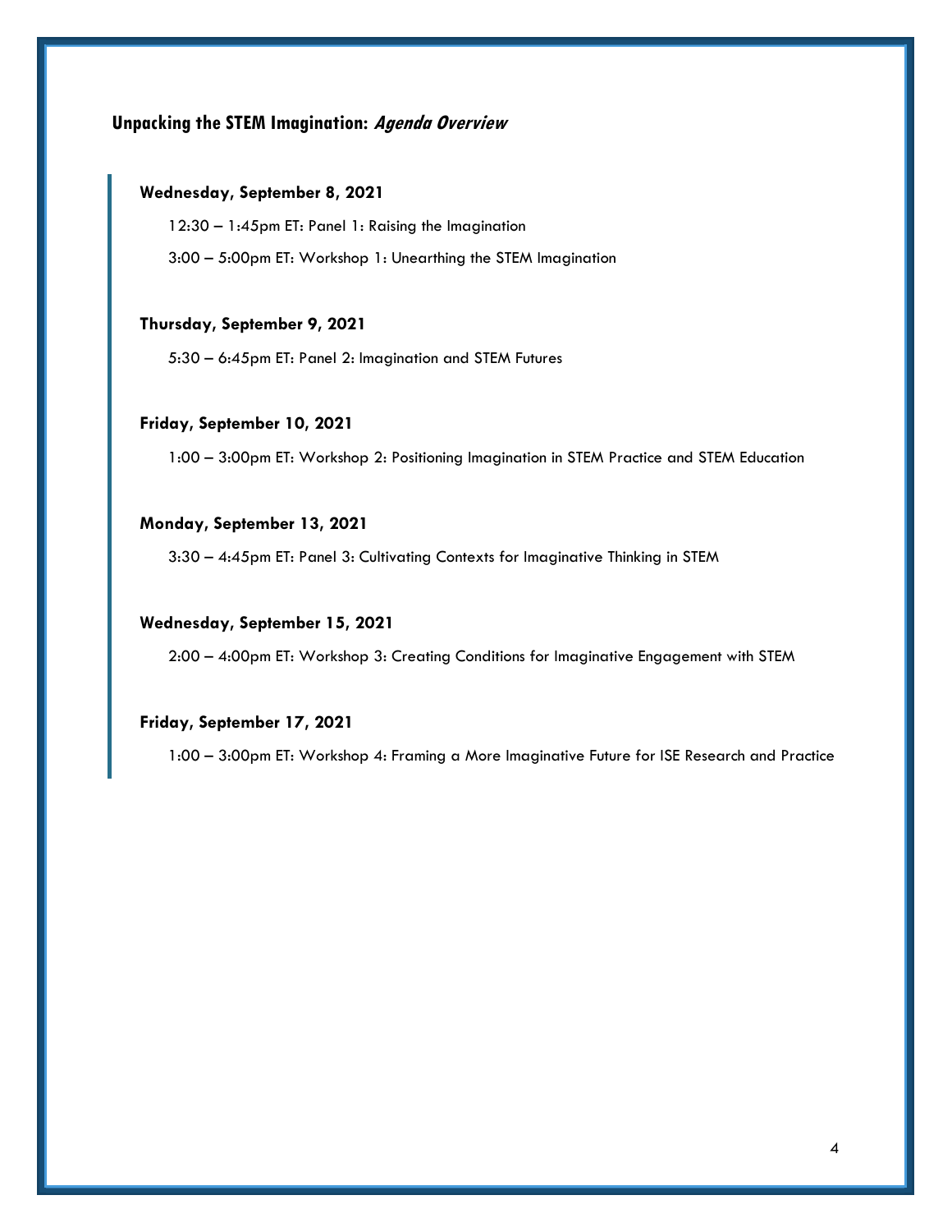## Unpacking the STEM Imagination: *Agenda Overview*

**Wednesday, September 8, 2021**

12:30 – 1:45pm ET: Panel 1: Raising the Imagination

3:00 – 5:00pm ET: Workshop 1: Unearthing the STEM Imagination

**Thursday, September 9, 2021**

5:30 – 6:45pm ET: Panel 2: Imagination and STEM Futures

**Friday, September 10, 2021**

1:00 – 3:00pm ET: Workshop 2: Positioning Imagination in STEM Practice and STEM Education

**Monday, September 13, 2021**

3:30 – 4:45pm ET: Panel 3: Cultivating Contexts for Imaginative Thinking in STEM

**Wednesday, September 15, 2021**

2:00 – 4:00pm ET: Workshop 3: Creating Conditions for Imaginative Engagement with STEM

**Friday, September 17, 2021**

1:00 – 3:00pm ET: Workshop 4: Framing a More Imaginative Future for ISE Research and Practice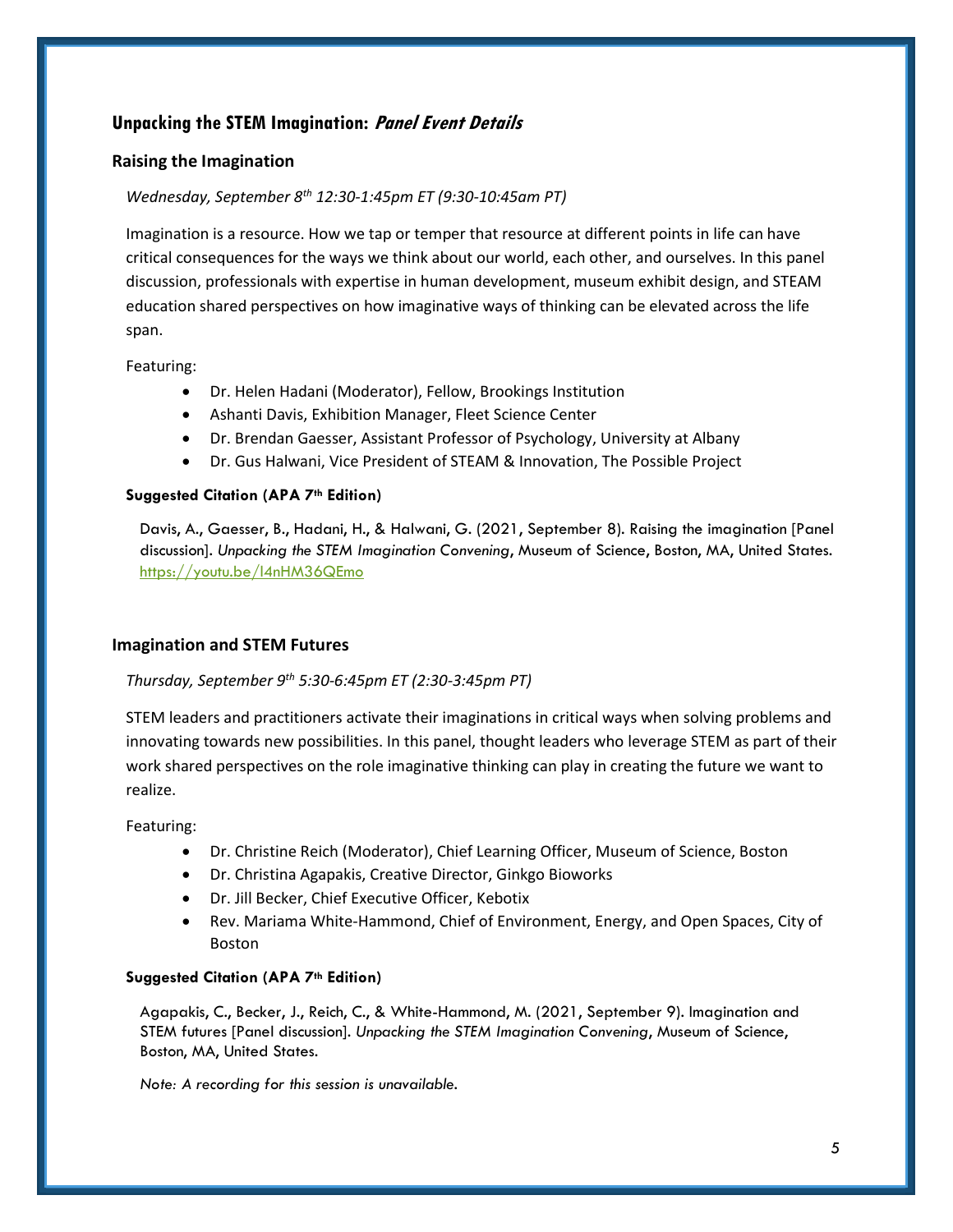## Unpacking the STEM Imagination: *Panel Event Details*

### Raising the Imagination

*Wednesday, September 8th 12:30-1:45pm ET (9:30-10:45am PT)*

Imagination is a resource. How we tap or temper that resource at different points in life can have critical consequences for the ways we think about our world, each other, and ourselves. In this panel discussion, professionals with expertise in human development, museum exhibit design, and STEAM education shared perspectives on how imaginative ways of thinking can be elevated across the life span.

Featuring:

- Dr. Helen Hadani (Moderator), Fellow, Brookings Institution
- Ashanti Davis, Exhibition Manager, Fleet Science Center
- Dr. Brendan Gaesser, Assistant Professor of Psychology, University at Albany
- Dr. Gus Halwani, Vice President of STEAM & Innovation, The Possible Project

**Suggested Citation (APA 7th Edition)**

Davis, A., Gaesser, B., Hadani, H., & Halwani, G. (2021, September 8). Raising the imagination [Panel discussion]. *Unpacking the STEM Imagination Convening*, Museum of Science, Boston, MA, United States. https://youtu.be/l4nHM36QEmo

### Imagination and STEM Futures

*Thursday, September 9th 5:30-6:45pm ET (2:30-3:45pm PT)*

STEM leaders and practitioners activate their imaginations in critical ways when solving problems and innovating towards new possibilities. In this panel, thought leaders who leverage STEM as part of their work shared perspectives on the role imaginative thinking can play in creating the future we want to realize.

Featuring:

- Dr. Christine Reich (Moderator), Chief Learning Officer, Museum of Science, Boston
- Dr. Christina Agapakis, Creative Director, Ginkgo Bioworks
- Dr. Jill Becker, Chief Executive Officer, Kebotix
- Rev. Mariama White-Hammond, Chief of Environment, Energy, and Open Spaces, City of Boston

**Suggested Citation (APA 7th Edition)**

Agapakis, C., Becker, J., Reich, C., & White-Hammond, M. (2021, September 9). Imagination and STEM futures [Panel discussion]. *Unpacking the STEM Imagination Convening*, Museum of Science, Boston, MA, United States.

*Note: A recording for this session is unavailable.*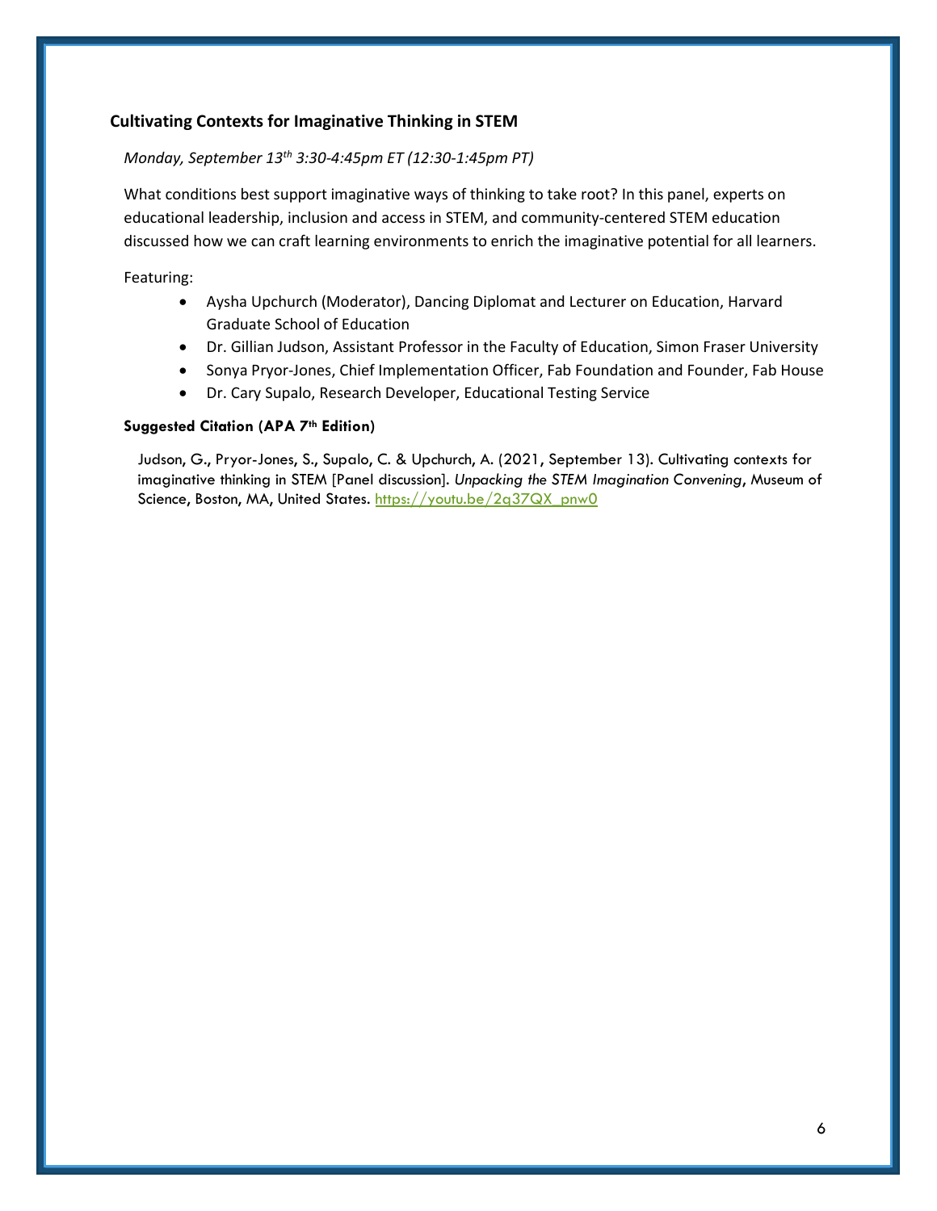### Cultivating Contexts for Imaginative Thinking in STEM

*Monday, September 13th 3:30-4:45pm ET (12:30-1:45pm PT)*

What conditions best support imaginative ways of thinking to take root? In this panel, experts on educational leadership, inclusion and access in STEM, and community-centered STEM education discussed how we can craft learning environments to enrich the imaginative potential for all learners.

Featuring:

- Aysha Upchurch (Moderator), Dancing Diplomat and Lecturer on Education, Harvard Graduate School of Education
- Dr. Gillian Judson, Assistant Professor in the Faculty of Education, Simon Fraser University
- Sonya Pryor-Jones, Chief Implementation Officer, Fab Foundation and Founder, Fab House
- Dr. Cary Supalo, Research Developer, Educational Testing Service

**Suggested Citation (APA 7th Edition)**

Judson, G., Pryor-Jones, S., Supalo, C. & Upchurch, A. (2021, September 13). Cultivating contexts for imaginative thinking in STEM [Panel discussion]. *Unpacking the STEM Imagination Convening*, Museum of Science, Boston, MA, United States. https://youtu.be/2q37QX_pnw0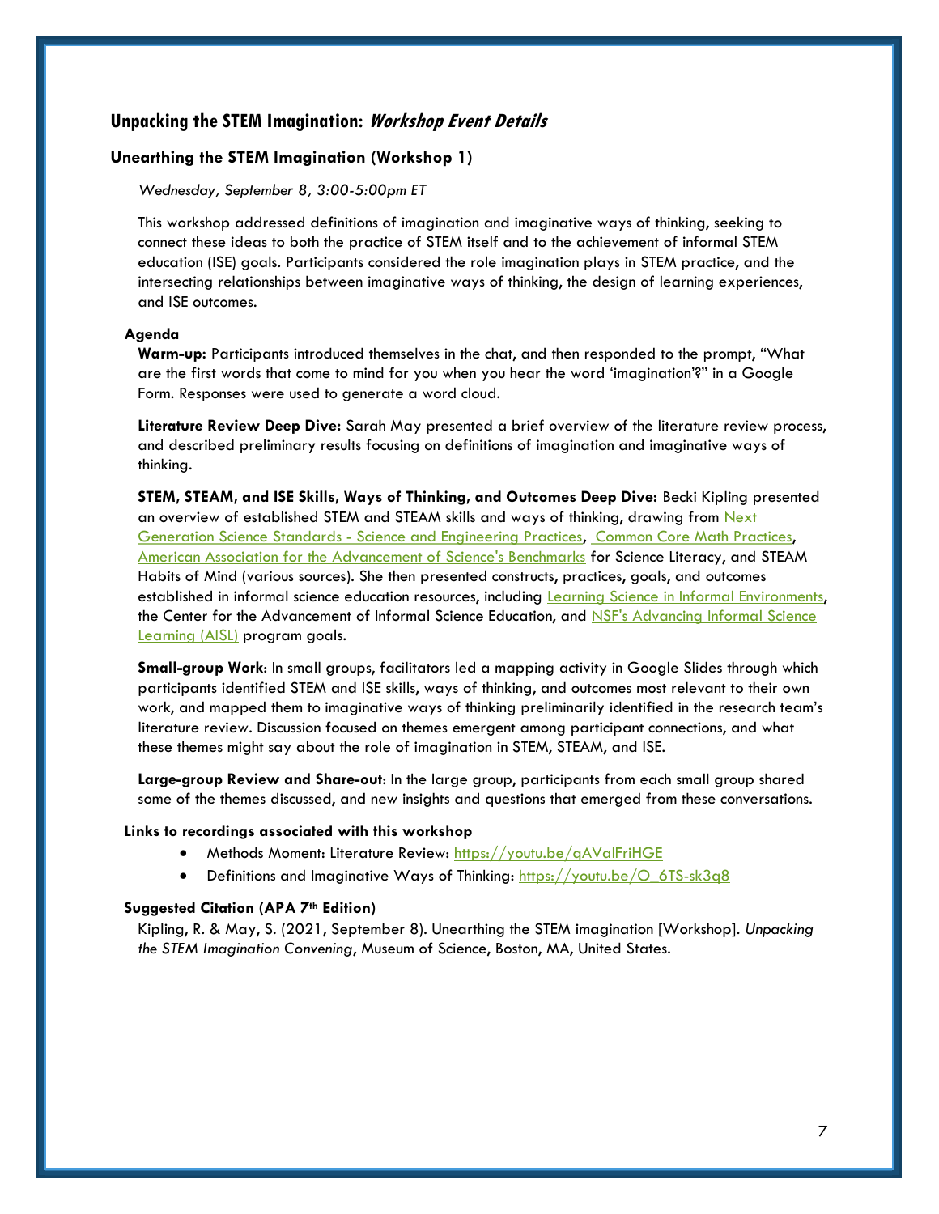## Unpacking the STEM Imagination: *Workshop Event Details*

### Unearthing the STEM Imagination (Workshop 1)

*Wednesday, September 8, 3:00-5:00pm ET*

This workshop addressed definitions of imagination and imaginative ways of thinking, seeking to connect these ideas to both the practice of STEM itself and to the achievement of informal STEM education (ISE) goals. Participants considered the role imagination plays in STEM practice, and the intersecting relationships between imaginative ways of thinking, the design of learning experiences, and ISE outcomes.

#### Agenda

**Warm-up:** Participants introduced themselves in the chat, and then responded to the prompt, "What are the first words that come to mind for you when you hear the word 'imagination'?" in a Google Form. Responses were used to generate a word cloud.

**Literature Review Deep Dive:** Sarah May presented a brief overview of the literature review process, and described preliminary results focusing on definitions of imagination and imaginative ways of thinking.

**STEM, STEAM, and ISE Skills, Ways of Thinking, and Outcomes Deep Dive:** Becki Kipling presented an overview of established STEM and STEAM skills and ways of thinking, drawing from Next Generation Science Standards - Science and Engineering Practices, Common Core Math Practices, American Association for the Advancement of Science's Benchmarks for Science Literacy, and STEAM Habits of Mind (various sources). She then presented constructs, practices, goals, and outcomes established in informal science education resources, including Learning Science in Informal Environments, the Center for the Advancement of Informal Science Education, and NSF's Advancing Informal Science Learning (AISL) program goals.

**Small-group Work**: In small groups, facilitators led a mapping activity in Google Slides through which participants identified STEM and ISE skills, ways of thinking, and outcomes most relevant to their own work, and mapped them to imaginative ways of thinking preliminarily identified in the research team's literature review. Discussion focused on themes emergent among participant connections, and what these themes might say about the role of imagination in STEM, STEAM, and ISE.

**Large-group Review and Share-out**: In the large group, participants from each small group shared some of the themes discussed, and new insights and questions that emerged from these conversations.

#### Links to recordings associated with this workshop

- Methods Moment: Literature Review: https://youtu.be/qAValFriHGE
- Definitions and Imaginative Ways of Thinking: https://youtu.be/O_6TS-sk3q8

#### Suggested Citation (APA 7th Edition)

Kipling, R. & May, S. (2021, September 8). Unearthing the STEM imagination [Workshop]. *Unpacking the STEM Imagination Convening*, Museum of Science, Boston, MA, United States.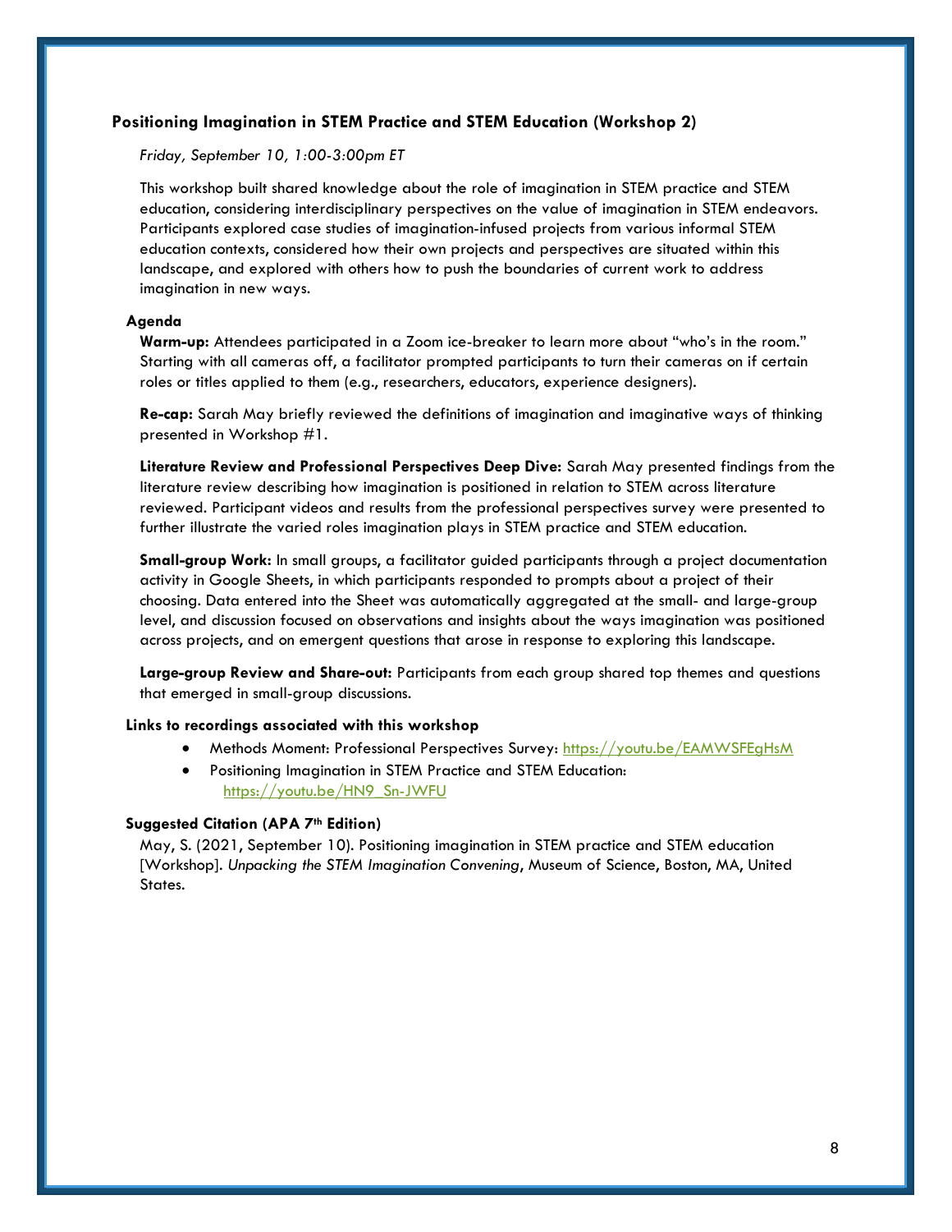### Positioning Imagination in STEM Practice and STEM Education (Workshop 2)

*Friday, September 10, 1:00-3:00pm ET*

This workshop built shared knowledge about the role of imagination in STEM practice and STEM education, considering interdisciplinary perspectives on the value of imagination in STEM endeavors. Participants explored case studies of imagination-infused projects from various informal STEM education contexts, considered how their own projects and perspectives are situated within this landscape, and explored with others how to push the boundaries of current work to address imagination in new ways.

#### Agenda

**Warm-up:** Attendees participated in a Zoom ice-breaker to learn more about "who's in the room." Starting with all cameras off, a facilitator prompted participants to turn their cameras on if certain roles or titles applied to them (e.g., researchers, educators, experience designers).

**Re-cap:** Sarah May briefly reviewed the definitions of imagination and imaginative ways of thinking presented in Workshop #1.

**Literature Review and Professional Perspectives Deep Dive:** Sarah May presented findings from the literature review describing how imagination is positioned in relation to STEM across literature reviewed. Participant videos and results from the professional perspectives survey were presented to further illustrate the varied roles imagination plays in STEM practice and STEM education.

**Small-group Work:** In small groups, a facilitator guided participants through a project documentation activity in Google Sheets, in which participants responded to prompts about a project of their choosing. Data entered into the Sheet was automatically aggregated at the small- and large-group level, and discussion focused on observations and insights about the ways imagination was positioned across projects, and on emergent questions that arose in response to exploring this landscape.

**Large-group Review and Share-out:** Participants from each group shared top themes and questions that emerged in small-group discussions.

#### Links to recordings associated with this workshop

- Methods Moment: Professional Perspectives Survey: https://youtu.be/EAMWSFEgHsM
- Positioning Imagination in STEM Practice and STEM Education: https://youtu.be/HN9_Sn-JWFU

#### Suggested Citation (APA 7th Edition)

May, S. (2021, September 10). Positioning imagination in STEM practice and STEM education [Workshop]. *Unpacking the STEM Imagination Convening*, Museum of Science, Boston, MA, United States.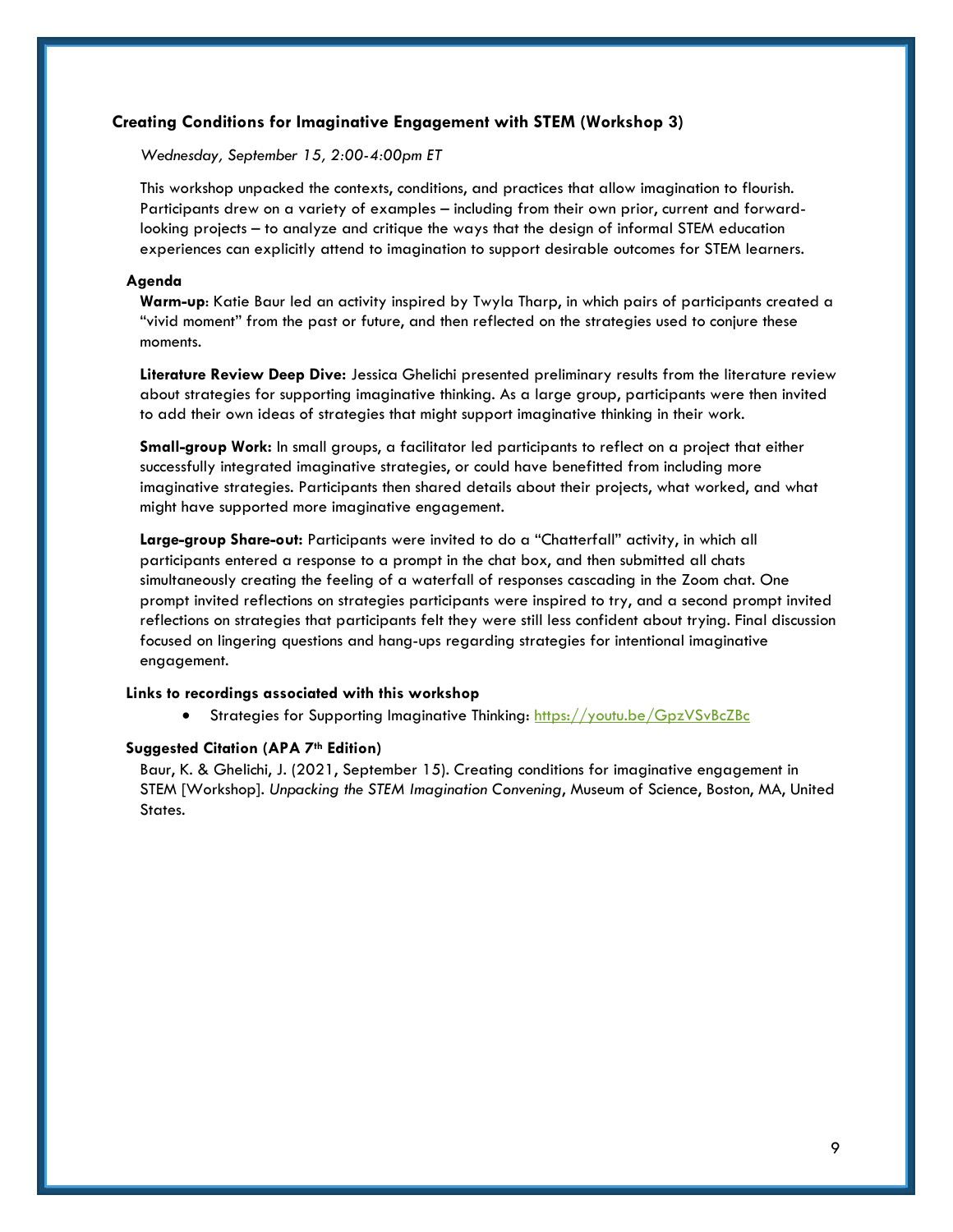## Creating Conditions for Imaginative Engagement with STEM (Workshop 3)

*Wednesday, September 15, 2:00-4:00pm ET*

This workshop unpacked the contexts, conditions, and practices that allow imagination to flourish. Participants drew on a variety of examples – including from their own prior, current and forward-looking projects – to analyze and critique the ways that the design of informal STEM education experiences can explicitly attend to imagination to support desirable outcomes for STEM learners.

### Agenda

**Warm-up**: Katie Baur led an activity inspired by Twyla Tharp, in which pairs of participants created a "vivid moment" from the past or future, and then reflected on the strategies used to conjure these moments.

**Literature Review Deep Dive:** Jessica Ghelichi presented preliminary results from the literature review about strategies for supporting imaginative thinking. As a large group, participants were then invited to add their own ideas of strategies that might support imaginative thinking in their work.

**Small-group Work:** In small groups, a facilitator led participants to reflect on a project that either successfully integrated imaginative strategies, or could have benefitted from including more imaginative strategies. Participants then shared details about their projects, what worked, and what might have supported more imaginative engagement.

**Large-group Share-out:** Participants were invited to do a "Chatterfall" activity, in which all participants entered a response to a prompt in the chat box, and then submitted all chats simultaneously creating the feeling of a waterfall of responses cascading in the Zoom chat. One prompt invited reflections on strategies participants were inspired to try, and a second prompt invited reflections on strategies that participants felt they were still less confident about trying. Final discussion focused on lingering questions and hang-ups regarding strategies for intentional imaginative engagement.

### Links to recordings associated with this workshop

- Strategies for Supporting Imaginative Thinking: https://youtu.be/GpzVSvBcZBc

### Suggested Citation (APA 7th Edition)

Baur, K. & Ghelichi, J. (2021, September 15). Creating conditions for imaginative engagement in STEM [Workshop]. *Unpacking the STEM Imagination Convening*, Museum of Science, Boston, MA, United States.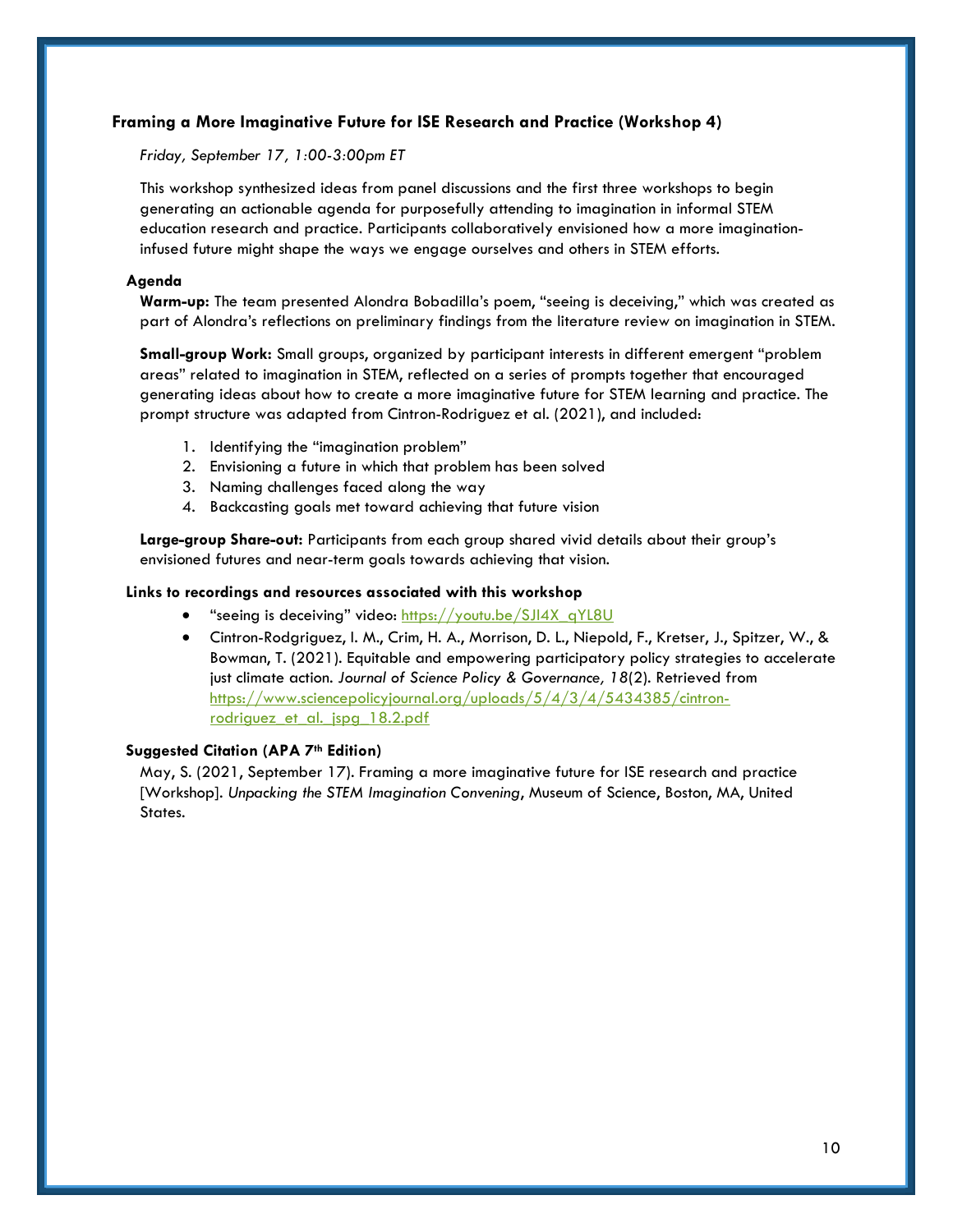## Framing a More Imaginative Future for ISE Research and Practice (Workshop 4)

*Friday, September 17, 1:00-3:00pm ET*

This workshop synthesized ideas from panel discussions and the first three workshops to begin generating an actionable agenda for purposefully attending to imagination in informal STEM education research and practice. Participants collaboratively envisioned how a more imagination-infused future might shape the ways we engage ourselves and others in STEM efforts.

### Agenda

**Warm-up:** The team presented Alondra Bobadilla's poem, "seeing is deceiving," which was created as part of Alondra's reflections on preliminary findings from the literature review on imagination in STEM.

**Small-group Work:** Small groups, organized by participant interests in different emergent "problem areas" related to imagination in STEM, reflected on a series of prompts together that encouraged generating ideas about how to create a more imaginative future for STEM learning and practice. The prompt structure was adapted from Cintron-Rodriguez et al. (2021), and included:

1. Identifying the "imagination problem"
2. Envisioning a future in which that problem has been solved
3. Naming challenges faced along the way
4. Backcasting goals met toward achieving that future vision

**Large-group Share-out:** Participants from each group shared vivid details about their group's envisioned futures and near-term goals towards achieving that vision.

### Links to recordings and resources associated with this workshop

- "seeing is deceiving" video: https://youtu.be/SJI4X_qYL8U
- Cintron-Rodgriguez, I. M., Crim, H. A., Morrison, D. L., Niepold, F., Kretser, J., Spitzer, W., & Bowman, T. (2021). Equitable and empowering participatory policy strategies to accelerate just climate action. *Journal of Science Policy & Governance, 18*(2). Retrieved from https://www.sciencepolicyjournal.org/uploads/5/4/3/4/5434385/cintron-rodriguez_et_al._jspg_18.2.pdf

### Suggested Citation (APA 7th Edition)

May, S. (2021, September 17). Framing a more imaginative future for ISE research and practice [Workshop]. *Unpacking the STEM Imagination Convening*, Museum of Science, Boston, MA, United States.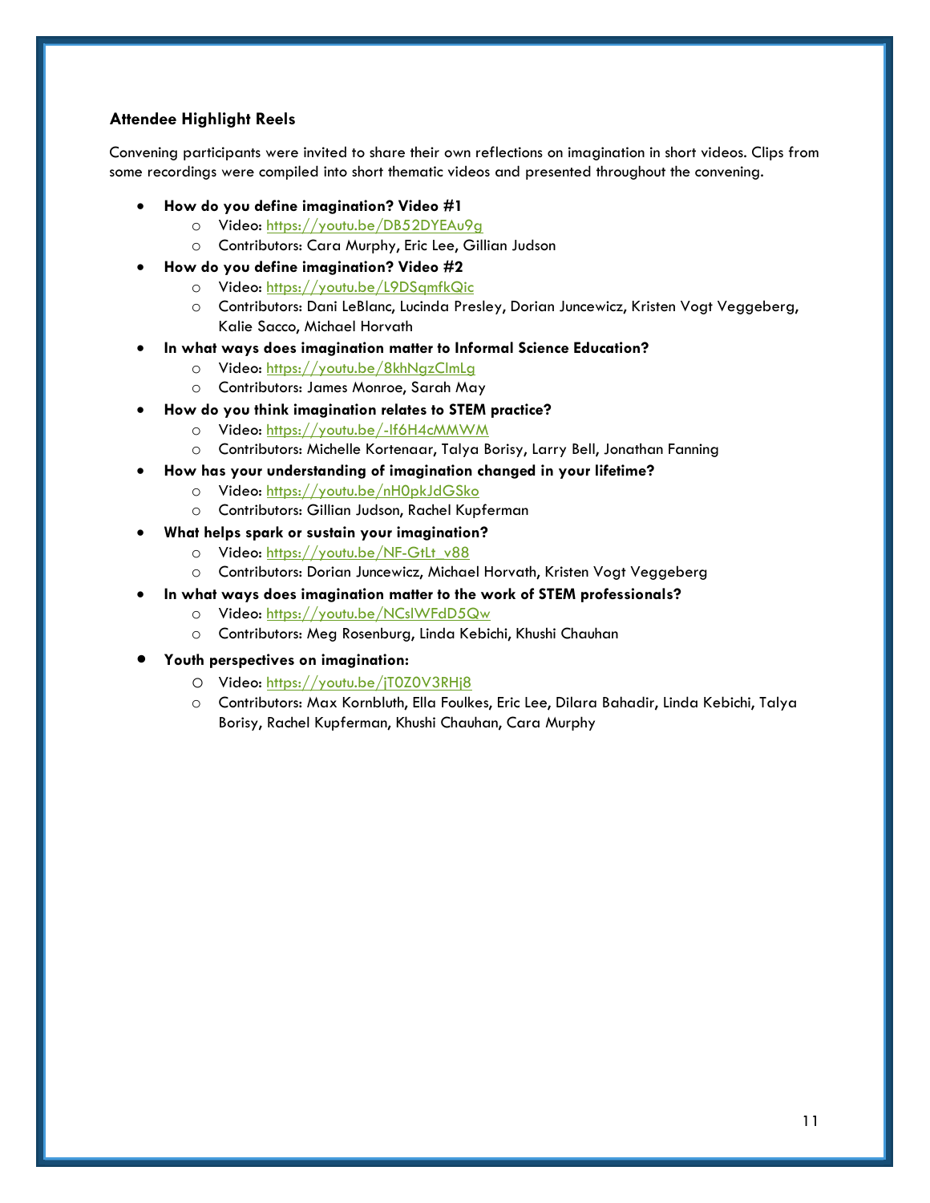### Attendee Highlight Reels

Convening participants were invited to share their own reflections on imagination in short videos. Clips from some recordings were compiled into short thematic videos and presented throughout the convening.

- **How do you define imagination? Video #1**
  - Video: https://youtu.be/DB52DYEAu9g
  - Contributors: Cara Murphy, Eric Lee, Gillian Judson
- **How do you define imagination? Video #2**
  - Video: https://youtu.be/L9DSqmfkQic
  - Contributors: Dani LeBlanc, Lucinda Presley, Dorian Juncewicz, Kristen Vogt Veggeberg, Kalie Sacco, Michael Horvath
- **In what ways does imagination matter to Informal Science Education?**
  - Video: https://youtu.be/8khNgzClmLg
  - Contributors: James Monroe, Sarah May
- **How do you think imagination relates to STEM practice?**
  - Video: https://youtu.be/-If6H4cMMWM
  - Contributors: Michelle Kortenaar, Talya Borisy, Larry Bell, Jonathan Fanning
- **How has your understanding of imagination changed in your lifetime?**
  - Video: https://youtu.be/nH0pkJdGSko
  - Contributors: Gillian Judson, Rachel Kupferman
- **What helps spark or sustain your imagination?**
  - Video: https://youtu.be/NF-GtLt_v88
  - Contributors: Dorian Juncewicz, Michael Horvath, Kristen Vogt Veggeberg
- **In what ways does imagination matter to the work of STEM professionals?**
  - Video: https://youtu.be/NCslWFdD5Qw
  - Contributors: Meg Rosenburg, Linda Kebichi, Khushi Chauhan
- **Youth perspectives on imagination:**
  - Video: https://youtu.be/jT0Z0V3RHj8
  - Contributors: Max Kornbluth, Ella Foulkes, Eric Lee, Dilara Bahadir, Linda Kebichi, Talya Borisy, Rachel Kupferman, Khushi Chauhan, Cara Murphy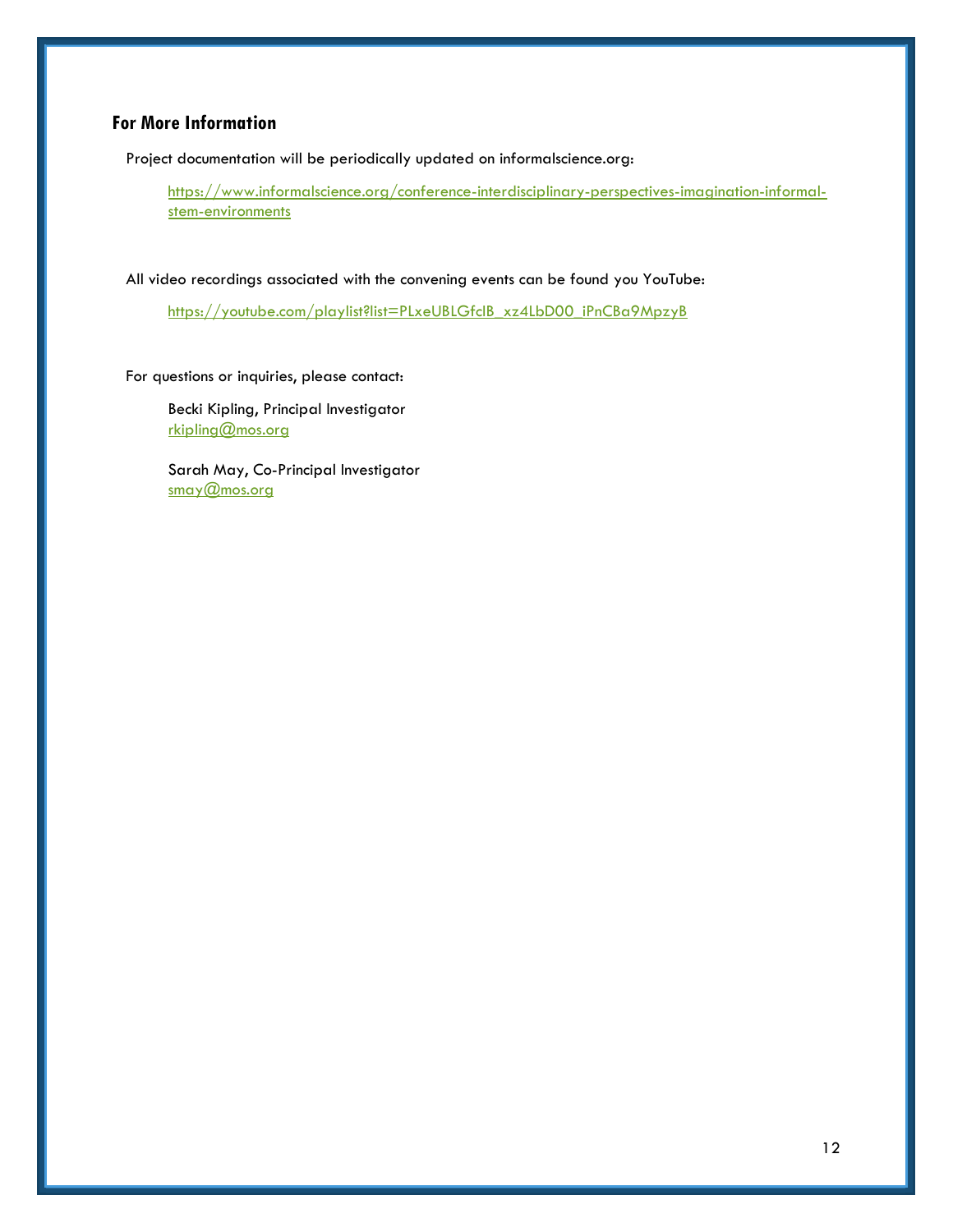## For More Information

Project documentation will be periodically updated on informalscience.org:

[https://www.informalscience.org/conference-interdisciplinary-perspectives-imagination-informal-stem-environments](https://www.informalscience.org/conference-interdisciplinary-perspectives-imagination-informal-stem-environments)

All video recordings associated with the convening events can be found you YouTube:

[https://youtube.com/playlist?list=PLxeUBLGfcIB_xz4LbD00_iPnCBa9MpzyB](https://youtube.com/playlist?list=PLxeUBLGfcIB_xz4LbD00_iPnCBa9MpzyB)

For questions or inquiries, please contact:

Becki Kipling, Principal Investigator
rkipling@mos.org

Sarah May, Co-Principal Investigator
smay@mos.org